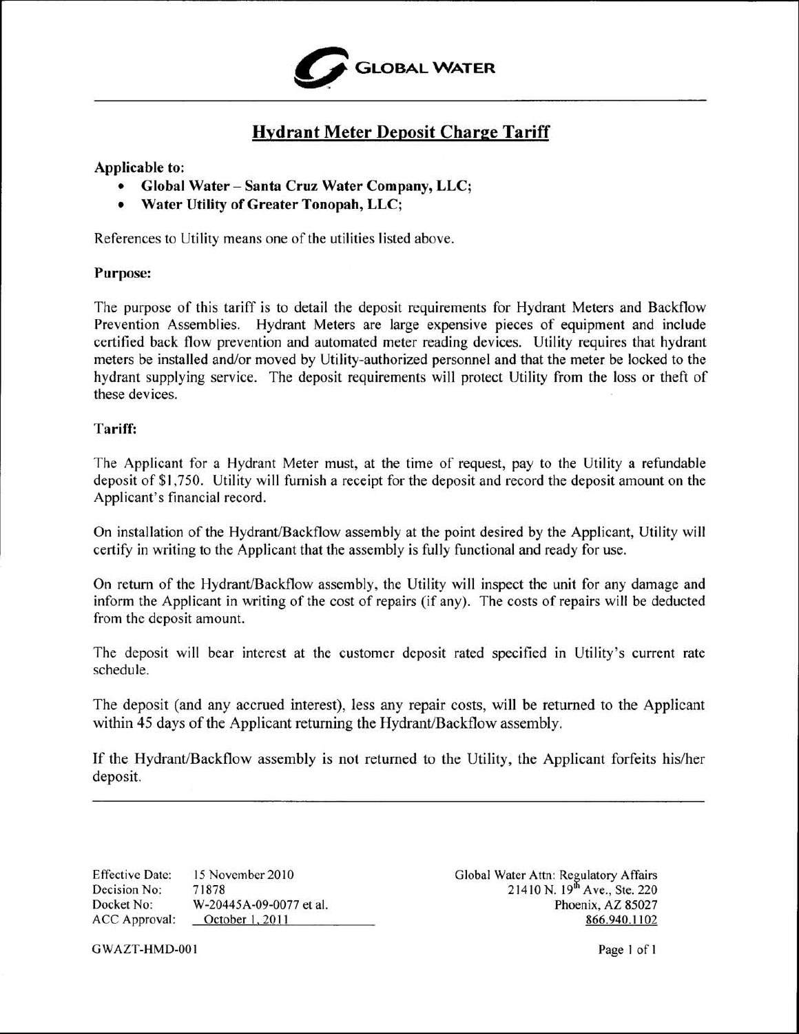GLOBAL WATER

# Hydrant Meter Deposit Charge Tariff

**Applicable to:**

- **Global Water – Santa Cruz Water Company, LLC;**
- **Water Utility of Greater Tonopah, LLC;**

References to Utility means one of the utilities listed above.

**Purpose:**

The purpose of this tariff is to detail the deposit requirements for Hydrant Meters and Backflow Prevention Assemblies. Hydrant Meters are large expensive pieces of equipment and include certified back flow prevention and automated meter reading devices. Utility requires that hydrant meters be installed and/or moved by Utility-authorized personnel and that the meter be locked to the hydrant supplying service. The deposit requirements will protect Utility from the loss or theft of these devices.

**Tariff:**

The Applicant for a Hydrant Meter must, at the time of request, pay to the Utility a refundable deposit of $1,750. Utility will furnish a receipt for the deposit and record the deposit amount on the Applicant's financial record.

On installation of the Hydrant/Backflow assembly at the point desired by the Applicant, Utility will certify in writing to the Applicant that the assembly is fully functional and ready for use.

On return of the Hydrant/Backflow assembly, the Utility will inspect the unit for any damage and inform the Applicant in writing of the cost of repairs (if any). The costs of repairs will be deducted from the deposit amount.

The deposit will bear interest at the customer deposit rated specified in Utility's current rate schedule.

The deposit (and any accrued interest), less any repair costs, will be returned to the Applicant within 45 days of the Applicant returning the Hydrant/Backflow assembly.

If the Hydrant/Backflow assembly is not returned to the Utility, the Applicant forfeits his/her deposit.

---

Effective Date: 15 November 2010
Decision No: 71878
Docket No: W-20445A-09-0077 et al.
ACC Approval: October 1, 2011

Global Water Attn: Regulatory Affairs
21410 N. 19th Ave., Ste. 220
Phoenix, AZ 85027
866.940.1102

GWAZT-HMD-001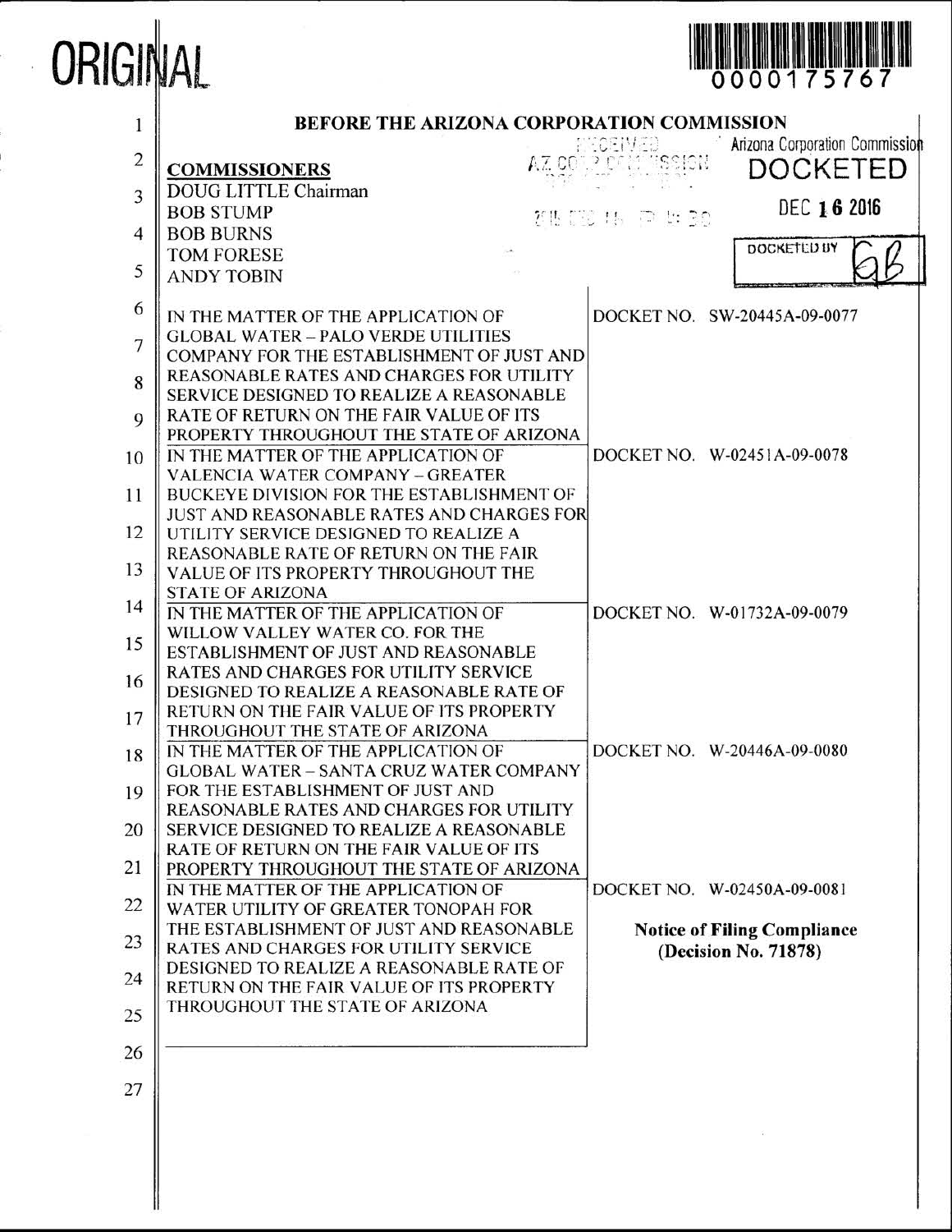ORIGINAL

0000175767

# BEFORE THE ARIZONA CORPORATION COMMISSION

RECEIVED
AZ CORP COMMISSION

Arizona Corporation Commission
**DOCKETED**

DEC 16 2016

DOCKETED BY GB

**COMMISSIONERS**
DOUG LITTLE Chairman
BOB STUMP
BOB BURNS
TOM FORESE
ANDY TOBIN

| | |
|---|---|
| IN THE MATTER OF THE APPLICATION OF GLOBAL WATER – PALO VERDE UTILITIES COMPANY FOR THE ESTABLISHMENT OF JUST AND REASONABLE RATES AND CHARGES FOR UTILITY SERVICE DESIGNED TO REALIZE A REASONABLE RATE OF RETURN ON THE FAIR VALUE OF ITS PROPERTY THROUGHOUT THE STATE OF ARIZONA | DOCKET NO. SW-20445A-09-0077 |
| IN THE MATTER OF THE APPLICATION OF VALENCIA WATER COMPANY – GREATER BUCKEYE DIVISION FOR THE ESTABLISHMENT OF JUST AND REASONABLE RATES AND CHARGES FOR UTILITY SERVICE DESIGNED TO REALIZE A REASONABLE RATE OF RETURN ON THE FAIR VALUE OF ITS PROPERTY THROUGHOUT THE STATE OF ARIZONA | DOCKET NO. W-02451A-09-0078 |
| IN THE MATTER OF THE APPLICATION OF WILLOW VALLEY WATER CO. FOR THE ESTABLISHMENT OF JUST AND REASONABLE RATES AND CHARGES FOR UTILITY SERVICE DESIGNED TO REALIZE A REASONABLE RATE OF RETURN ON THE FAIR VALUE OF ITS PROPERTY THROUGHOUT THE STATE OF ARIZONA | DOCKET NO. W-01732A-09-0079 |
| IN THE MATTER OF THE APPLICATION OF GLOBAL WATER – SANTA CRUZ WATER COMPANY FOR THE ESTABLISHMENT OF JUST AND REASONABLE RATES AND CHARGES FOR UTILITY SERVICE DESIGNED TO REALIZE A REASONABLE RATE OF RETURN ON THE FAIR VALUE OF ITS PROPERTY THROUGHOUT THE STATE OF ARIZONA | DOCKET NO. W-20446A-09-0080 |
| IN THE MATTER OF THE APPLICATION OF WATER UTILITY OF GREATER TONOPAH FOR THE ESTABLISHMENT OF JUST AND REASONABLE RATES AND CHARGES FOR UTILITY SERVICE DESIGNED TO REALIZE A REASONABLE RATE OF RETURN ON THE FAIR VALUE OF ITS PROPERTY THROUGHOUT THE STATE OF ARIZONA | DOCKET NO. W-02450A-09-0081<br><br>**Notice of Filing Compliance (Decision No. 71878)** |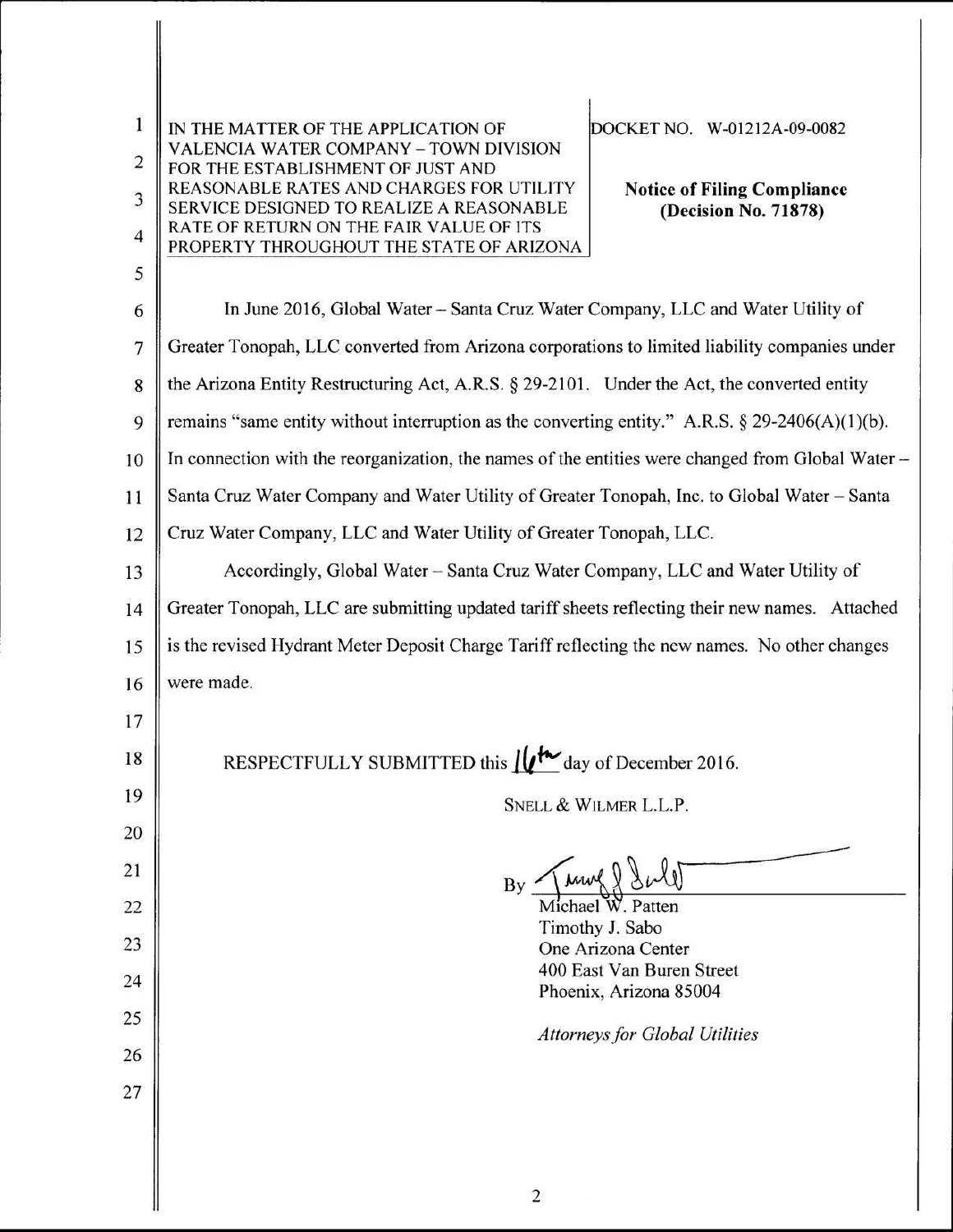IN THE MATTER OF THE APPLICATION OF VALENCIA WATER COMPANY – TOWN DIVISION FOR THE ESTABLISHMENT OF JUST AND REASONABLE RATES AND CHARGES FOR UTILITY SERVICE DESIGNED TO REALIZE A REASONABLE RATE OF RETURN ON THE FAIR VALUE OF ITS PROPERTY THROUGHOUT THE STATE OF ARIZONA

DOCKET NO. W-01212A-09-0082

**Notice of Filing Compliance (Decision No. 71878)**

In June 2016, Global Water – Santa Cruz Water Company, LLC and Water Utility of Greater Tonopah, LLC converted from Arizona corporations to limited liability companies under the Arizona Entity Restructuring Act, A.R.S. § 29-2101. Under the Act, the converted entity remains "same entity without interruption as the converting entity." A.R.S. § 29-2406(A)(1)(b). In connection with the reorganization, the names of the entities were changed from Global Water – Santa Cruz Water Company and Water Utility of Greater Tonopah, Inc. to Global Water – Santa Cruz Water Company, LLC and Water Utility of Greater Tonopah, LLC.

Accordingly, Global Water – Santa Cruz Water Company, LLC and Water Utility of Greater Tonopah, LLC are submitting updated tariff sheets reflecting their new names. Attached is the revised Hydrant Meter Deposit Charge Tariff reflecting the new names. No other changes were made.

RESPECTFULLY SUBMITTED this 16th day of December 2016.

SNELL & WILMER L.L.P.

By [signature]
Michael W. Patten
Timothy J. Sabo
One Arizona Center
400 East Van Buren Street
Phoenix, Arizona 85004

*Attorneys for Global Utilities*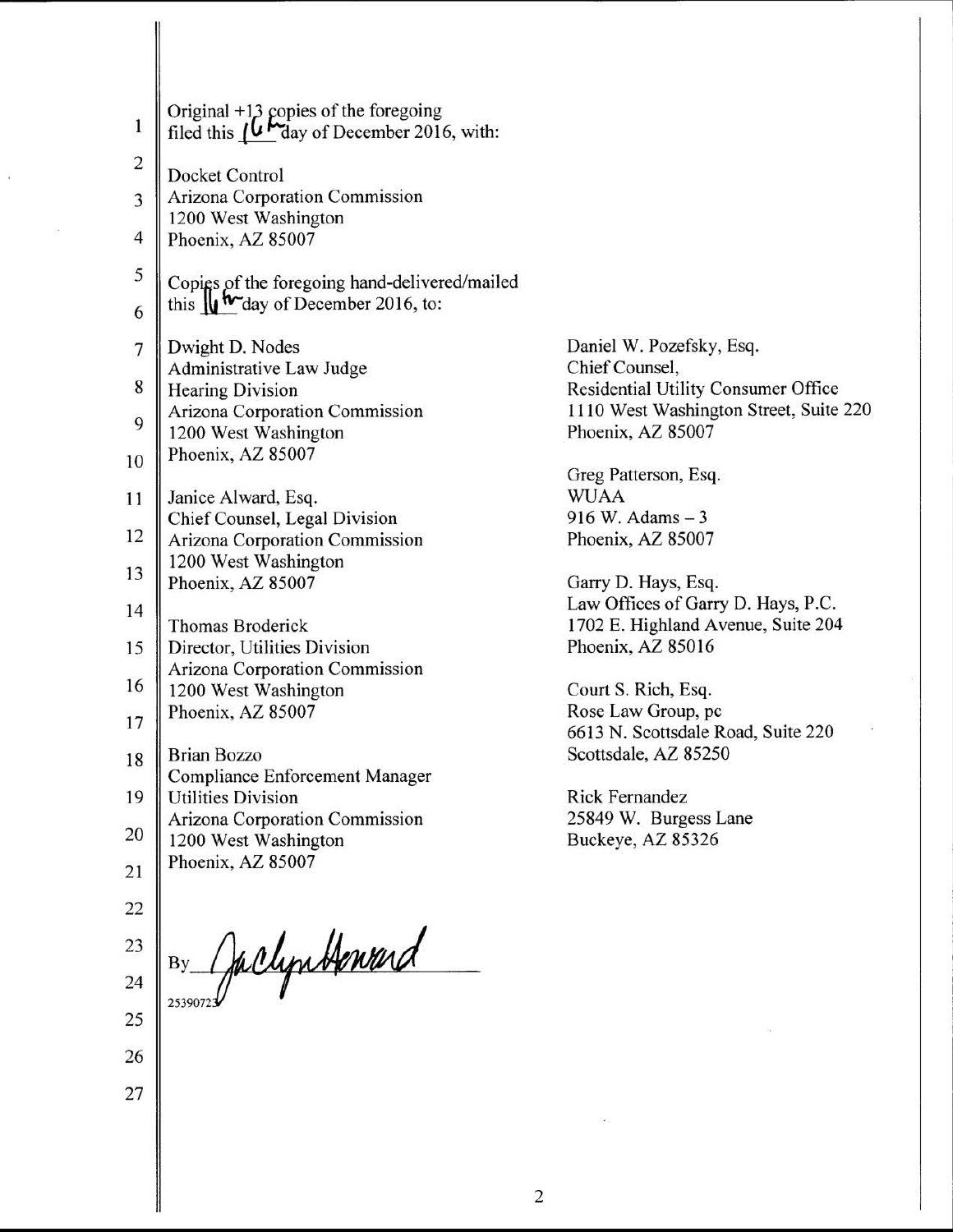Original +13 copies of the foregoing filed this 16th day of December 2016, with:

Docket Control
Arizona Corporation Commission
1200 West Washington
Phoenix, AZ 85007

Copies of the foregoing hand-delivered/mailed this 16th day of December 2016, to:

Dwight D. Nodes
Administrative Law Judge
Hearing Division
Arizona Corporation Commission
1200 West Washington
Phoenix, AZ 85007

Janice Alward, Esq.
Chief Counsel, Legal Division
Arizona Corporation Commission
1200 West Washington
Phoenix, AZ 85007

Thomas Broderick
Director, Utilities Division
Arizona Corporation Commission
1200 West Washington
Phoenix, AZ 85007

Brian Bozzo
Compliance Enforcement Manager
Utilities Division
Arizona Corporation Commission
1200 West Washington
Phoenix, AZ 85007

Daniel W. Pozefsky, Esq.
Chief Counsel,
Residential Utility Consumer Office
1110 West Washington Street, Suite 220
Phoenix, AZ 85007

Greg Patterson, Esq.
WUAA
916 W. Adams – 3
Phoenix, AZ 85007

Garry D. Hays, Esq.
Law Offices of Garry D. Hays, P.C.
1702 E. Highland Avenue, Suite 204
Phoenix, AZ 85016

Court S. Rich, Esq.
Rose Law Group, pc
6613 N. Scottsdale Road, Suite 220
Scottsdale, AZ 85250

Rick Fernandez
25849 W. Burgess Lane
Buckeye, AZ 85326

By Jaclyn Howard

25390723